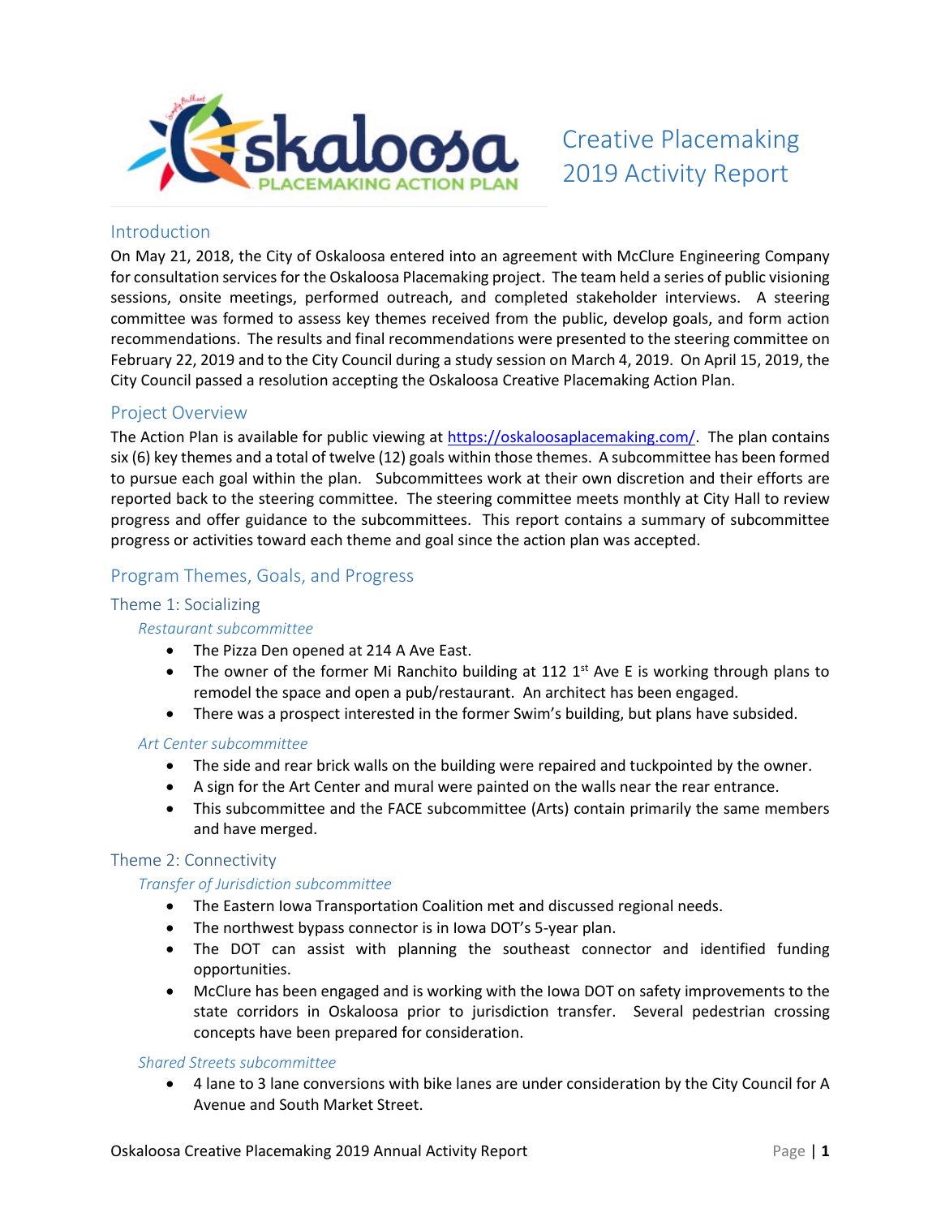# Creative Placemaking 2019 Activity Report

## Introduction

On May 21, 2018, the City of Oskaloosa entered into an agreement with McClure Engineering Company for consultation services for the Oskaloosa Placemaking project. The team held a series of public visioning sessions, onsite meetings, performed outreach, and completed stakeholder interviews. A steering committee was formed to assess key themes received from the public, develop goals, and form action recommendations. The results and final recommendations were presented to the steering committee on February 22, 2019 and to the City Council during a study session on March 4, 2019. On April 15, 2019, the City Council passed a resolution accepting the Oskaloosa Creative Placemaking Action Plan.

## Project Overview

The Action Plan is available for public viewing at https://oskaloosaplacemaking.com/. The plan contains six (6) key themes and a total of twelve (12) goals within those themes. A subcommittee has been formed to pursue each goal within the plan. Subcommittees work at their own discretion and their efforts are reported back to the steering committee. The steering committee meets monthly at City Hall to review progress and offer guidance to the subcommittees. This report contains a summary of subcommittee progress or activities toward each theme and goal since the action plan was accepted.

## Program Themes, Goals, and Progress

### Theme 1: Socializing

#### *Restaurant subcommittee*

- The Pizza Den opened at 214 A Ave East.
- The owner of the former Mi Ranchito building at 112 1st Ave E is working through plans to remodel the space and open a pub/restaurant. An architect has been engaged.
- There was a prospect interested in the former Swim's building, but plans have subsided.

#### *Art Center subcommittee*

- The side and rear brick walls on the building were repaired and tuckpointed by the owner.
- A sign for the Art Center and mural were painted on the walls near the rear entrance.
- This subcommittee and the FACE subcommittee (Arts) contain primarily the same members and have merged.

### Theme 2: Connectivity

#### *Transfer of Jurisdiction subcommittee*

- The Eastern Iowa Transportation Coalition met and discussed regional needs.
- The northwest bypass connector is in Iowa DOT's 5-year plan.
- The DOT can assist with planning the southeast connector and identified funding opportunities.
- McClure has been engaged and is working with the Iowa DOT on safety improvements to the state corridors in Oskaloosa prior to jurisdiction transfer. Several pedestrian crossing concepts have been prepared for consideration.

#### *Shared Streets subcommittee*

- 4 lane to 3 lane conversions with bike lanes are under consideration by the City Council for A Avenue and South Market Street.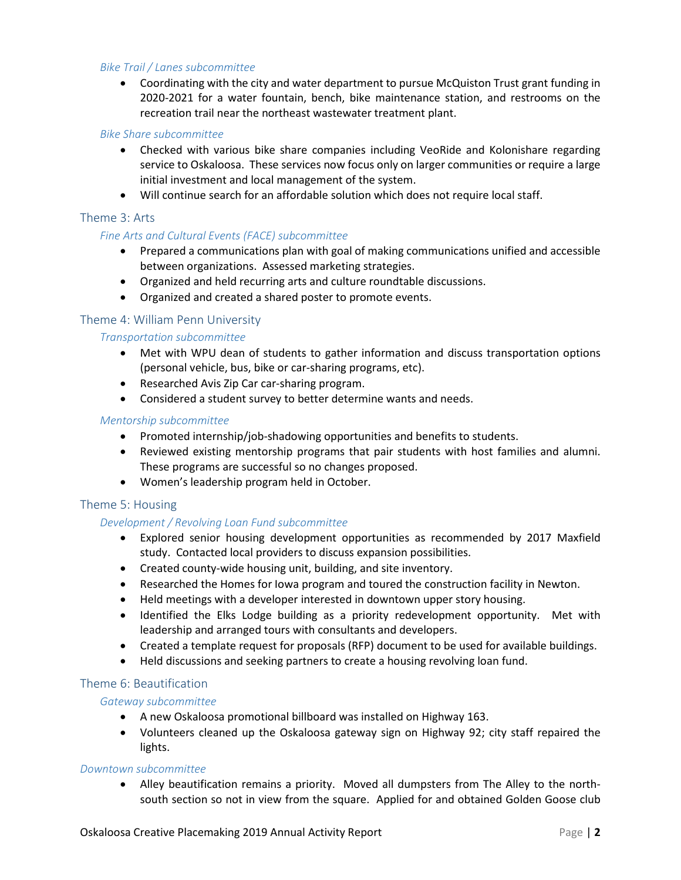#### *Bike Trail / Lanes subcommittee*

- Coordinating with the city and water department to pursue McQuiston Trust grant funding in 2020-2021 for a water fountain, bench, bike maintenance station, and restrooms on the recreation trail near the northeast wastewater treatment plant.

#### *Bike Share subcommittee*

- Checked with various bike share companies including VeoRide and Kolonishare regarding service to Oskaloosa. These services now focus only on larger communities or require a large initial investment and local management of the system.
- Will continue search for an affordable solution which does not require local staff.

### Theme 3: Arts

#### *Fine Arts and Cultural Events (FACE) subcommittee*

- Prepared a communications plan with goal of making communications unified and accessible between organizations. Assessed marketing strategies.
- Organized and held recurring arts and culture roundtable discussions.
- Organized and created a shared poster to promote events.

### Theme 4: William Penn University

#### *Transportation subcommittee*

- Met with WPU dean of students to gather information and discuss transportation options (personal vehicle, bus, bike or car-sharing programs, etc).
- Researched Avis Zip Car car-sharing program.
- Considered a student survey to better determine wants and needs.

#### *Mentorship subcommittee*

- Promoted internship/job-shadowing opportunities and benefits to students.
- Reviewed existing mentorship programs that pair students with host families and alumni. These programs are successful so no changes proposed.
- Women's leadership program held in October.

### Theme 5: Housing

#### *Development / Revolving Loan Fund subcommittee*

- Explored senior housing development opportunities as recommended by 2017 Maxfield study. Contacted local providers to discuss expansion possibilities.
- Created county-wide housing unit, building, and site inventory.
- Researched the Homes for Iowa program and toured the construction facility in Newton.
- Held meetings with a developer interested in downtown upper story housing.
- Identified the Elks Lodge building as a priority redevelopment opportunity. Met with leadership and arranged tours with consultants and developers.
- Created a template request for proposals (RFP) document to be used for available buildings.
- Held discussions and seeking partners to create a housing revolving loan fund.

### Theme 6: Beautification

#### *Gateway subcommittee*

- A new Oskaloosa promotional billboard was installed on Highway 163.
- Volunteers cleaned up the Oskaloosa gateway sign on Highway 92; city staff repaired the lights.

#### *Downtown subcommittee*

- Alley beautification remains a priority. Moved all dumpsters from The Alley to the north-south section so not in view from the square. Applied for and obtained Golden Goose club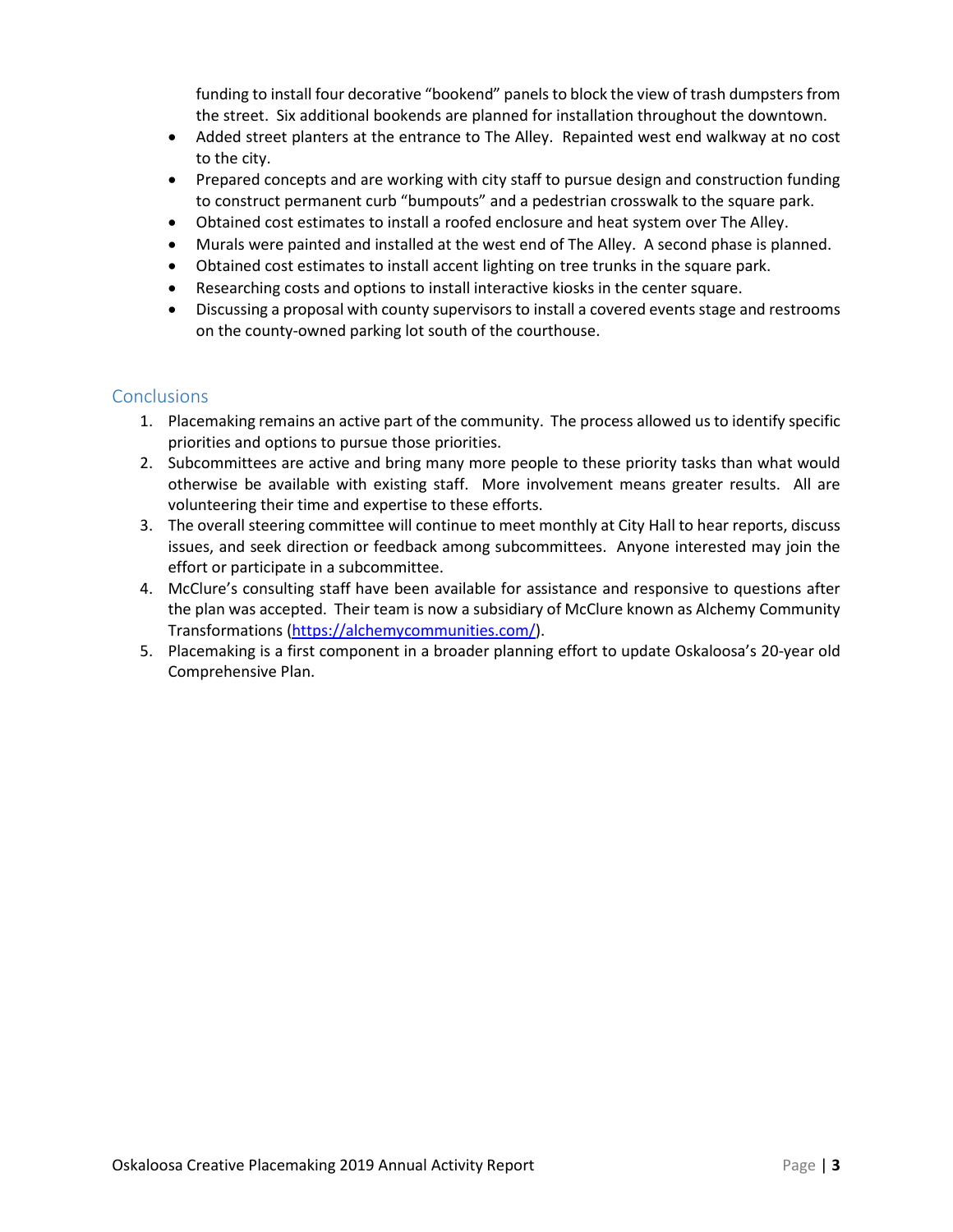funding to install four decorative "bookend" panels to block the view of trash dumpsters from the street. Six additional bookends are planned for installation throughout the downtown.

- Added street planters at the entrance to The Alley. Repainted west end walkway at no cost to the city.
- Prepared concepts and are working with city staff to pursue design and construction funding to construct permanent curb "bumpouts" and a pedestrian crosswalk to the square park.
- Obtained cost estimates to install a roofed enclosure and heat system over The Alley.
- Murals were painted and installed at the west end of The Alley. A second phase is planned.
- Obtained cost estimates to install accent lighting on tree trunks in the square park.
- Researching costs and options to install interactive kiosks in the center square.
- Discussing a proposal with county supervisors to install a covered events stage and restrooms on the county-owned parking lot south of the courthouse.

## Conclusions

1. Placemaking remains an active part of the community. The process allowed us to identify specific priorities and options to pursue those priorities.
2. Subcommittees are active and bring many more people to these priority tasks than what would otherwise be available with existing staff. More involvement means greater results. All are volunteering their time and expertise to these efforts.
3. The overall steering committee will continue to meet monthly at City Hall to hear reports, discuss issues, and seek direction or feedback among subcommittees. Anyone interested may join the effort or participate in a subcommittee.
4. McClure's consulting staff have been available for assistance and responsive to questions after the plan was accepted. Their team is now a subsidiary of McClure known as Alchemy Community Transformations (https://alchemycommunities.com/).
5. Placemaking is a first component in a broader planning effort to update Oskaloosa's 20-year old Comprehensive Plan.